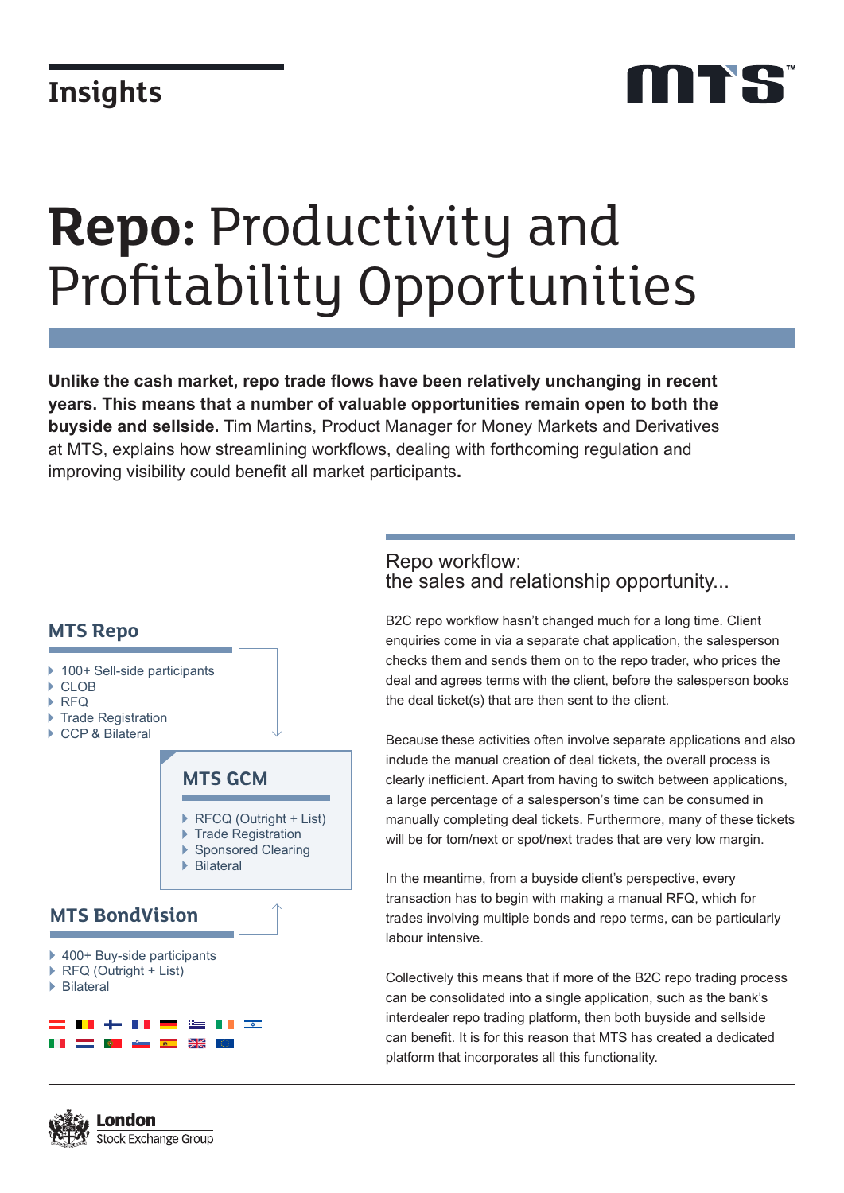Insights

# **Repo**: Productivity and Profitability Opportunities

**Unlike the cash market, repo trade flows have been relatively unchanging in recent years. This means that a number of valuable opportunities remain open to both the buyside and sellside.** Tim Martins, Product Manager for Money Markets and Derivatives at MTS, explains how streamlining workflows, dealing with forthcoming regulation and improving visibility could benefit all market participants**.**

### MTS Repo

- 100+ Sell-side participants
- CLOB
- RFQ
- Trade Registration
- CCP & Bilateral

### MTS GCM

- RFCQ (Outright + List)
- Trade Registration
- Sponsored Clearing
- Bilateral

### MTS BondVision

- 400+ Buy-side participants
- RFQ (Outright + List)
- Bilateral

## Repo workflow: the sales and relationship opportunity...

B2C repo workflow hasn't changed much for a long time. Client enquiries come in via a separate chat application, the salesperson checks them and sends them on to the repo trader, who prices the deal and agrees terms with the client, before the salesperson books the deal ticket(s) that are then sent to the client.

Because these activities often involve separate applications and also include the manual creation of deal tickets, the overall process is clearly inefficient. Apart from having to switch between applications, a large percentage of a salesperson's time can be consumed in manually completing deal tickets. Furthermore, many of these tickets will be for tom/next or spot/next trades that are very low margin.

In the meantime, from a buyside client's perspective, every transaction has to begin with making a manual RFQ, which for trades involving multiple bonds and repo terms, can be particularly labour intensive.

Collectively this means that if more of the B2C repo trading process can be consolidated into a single application, such as the bank's interdealer repo trading platform, then both buyside and sellside can benefit. It is for this reason that MTS has created a dedicated platform that incorporates all this functionality.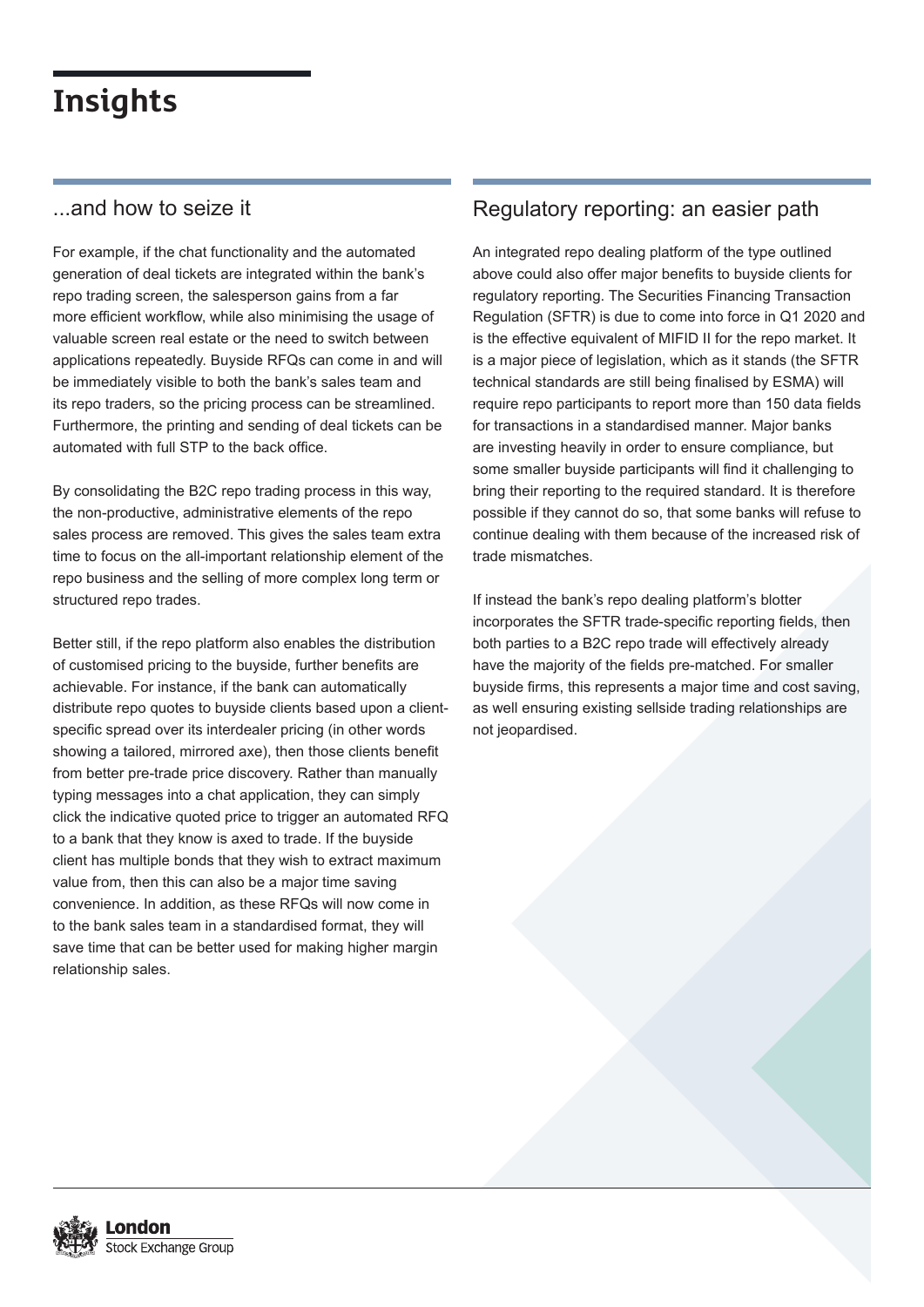## ...and how to seize it

For example, if the chat functionality and the automated generation of deal tickets are integrated within the bank's repo trading screen, the salesperson gains from a far more efficient workflow, while also minimising the usage of valuable screen real estate or the need to switch between applications repeatedly. Buyside RFQs can come in and will be immediately visible to both the bank's sales team and its repo traders, so the pricing process can be streamlined. Furthermore, the printing and sending of deal tickets can be automated with full STP to the back office.

By consolidating the B2C repo trading process in this way, the non-productive, administrative elements of the repo sales process are removed. This gives the sales team extra time to focus on the all-important relationship element of the repo business and the selling of more complex long term or structured repo trades.

Better still, if the repo platform also enables the distribution of customised pricing to the buyside, further benefits are achievable. For instance, if the bank can automatically distribute repo quotes to buyside clients based upon a client-specific spread over its interdealer pricing (in other words showing a tailored, mirrored axe), then those clients benefit from better pre-trade price discovery. Rather than manually typing messages into a chat application, they can simply click the indicative quoted price to trigger an automated RFQ to a bank that they know is axed to trade. If the buyside client has multiple bonds that they wish to extract maximum value from, then this can also be a major time saving convenience. In addition, as these RFQs will now come in to the bank sales team in a standardised format, they will save time that can be better used for making higher margin relationship sales.

## Regulatory reporting: an easier path

An integrated repo dealing platform of the type outlined above could also offer major benefits to buyside clients for regulatory reporting. The Securities Financing Transaction Regulation (SFTR) is due to come into force in Q1 2020 and is the effective equivalent of MIFID II for the repo market. It is a major piece of legislation, which as it stands (the SFTR technical standards are still being finalised by ESMA) will require repo participants to report more than 150 data fields for transactions in a standardised manner. Major banks are investing heavily in order to ensure compliance, but some smaller buyside participants will find it challenging to bring their reporting to the required standard. It is therefore possible if they cannot do so, that some banks will refuse to continue dealing with them because of the increased risk of trade mismatches.

If instead the bank's repo dealing platform's blotter incorporates the SFTR trade-specific reporting fields, then both parties to a B2C repo trade will effectively already have the majority of the fields pre-matched. For smaller buyside firms, this represents a major time and cost saving, as well ensuring existing sellside trading relationships are not jeopardised.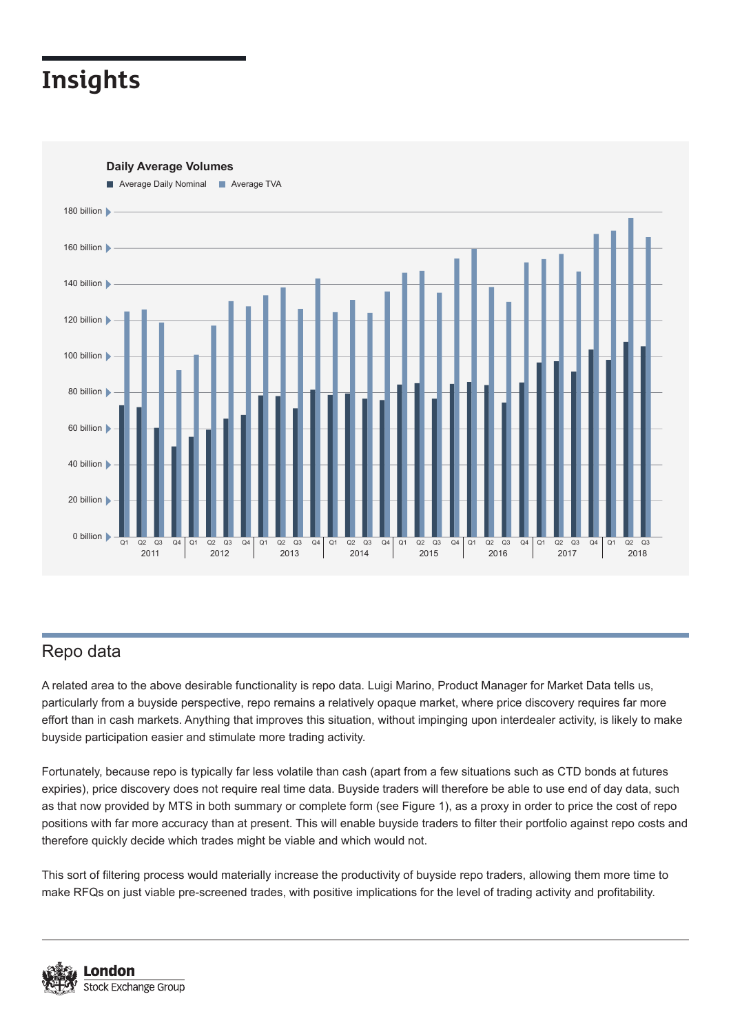# Insights

**Daily Average Volumes**

Average Daily Nominal | Average TVA

180 billion
160 billion
140 billion
120 billion
100 billion
80 billion
60 billion
40 billion
20 billion
0 billion

Q1 Q2 Q3 Q4 — 2011, 2012, 2013, 2014, 2015, 2016, 2017; Q1 Q2 Q3 — 2018

## Repo data

A related area to the above desirable functionality is repo data. Luigi Marino, Product Manager for Market Data tells us, particularly from a buyside perspective, repo remains a relatively opaque market, where price discovery requires far more effort than in cash markets. Anything that improves this situation, without impinging upon interdealer activity, is likely to make buyside participation easier and stimulate more trading activity.

Fortunately, because repo is typically far less volatile than cash (apart from a few situations such as CTD bonds at futures expiries), price discovery does not require real time data. Buyside traders will therefore be able to use end of day data, such as that now provided by MTS in both summary or complete form (see Figure 1), as a proxy in order to price the cost of repo positions with far more accuracy than at present. This will enable buyside traders to filter their portfolio against repo costs and therefore quickly decide which trades might be viable and which would not.

This sort of filtering process would materially increase the productivity of buyside repo traders, allowing them more time to make RFQs on just viable pre-screened trades, with positive implications for the level of trading activity and profitability.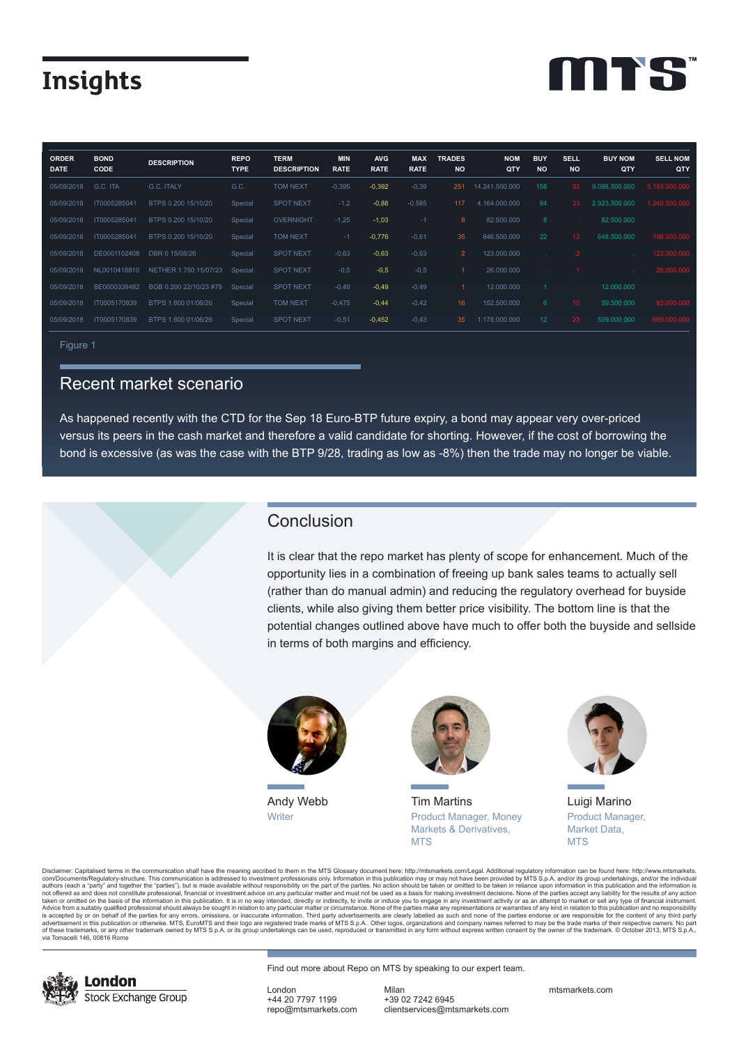| ORDER DATE | BOND CODE | DESCRIPTION | REPO TYPE | TERM DESCRIPTION | MIN RATE | AVG RATE | MAX RATE | TRADES NO | NOM QTY | BUY NO | SELL NO | BUY NOM QTY | SELL NOM QTY |
|---|---|---|---|---|---|---|---|---|---|---|---|---|---|
| 05/09/2018 | G.C. ITA | G.C. ITALY | G.C. | TOM NEXT | -0,395 | -0,392 | -0,39 | 251 | 14.241.500.000 | 158 | 93 | 9.088.500.000 | 5.153.000.000 |
| 05/09/2018 | IT0005285041 | BTPS 0.200 15/10/20 | Special | SPOT NEXT | -1,2 | -0,88 | -0,585 | 117 | 4.164.000.000 | 84 | 33 | 2.923.500.000 | 1.240.500.000 |
| 05/09/2018 | IT0005285041 | BTPS 0.200 15/10/20 | Special | OVERNIGHT | -1,25 | -1,03 | -1 | 8 | 82.500.000 | 8 | . | 82.500.000 | . |
| 05/09/2018 | IT0005285041 | BTPS 0.200 15/10/20 | Special | TOM NEXT | -1 | -0,776 | -0,61 | 35 | 846.500.000 | 22 | 13 | 648.500.000 | 198.000.000 |
| 05/09/2018 | DE0001102408 | DBR 0 15/08/26 | Special | SPOT NEXT | -0,63 | -0,63 | -0,63 | 2 | 123.000.000 | . | 2 | . | 123.000.000 |
| 05/09/2018 | NL0010418810 | NETHER 1.750 15/07/23 | Special | SPOT NEXT | -0,5 | -0,5 | -0,5 | 1 | 26.000.000 | . | 1 | . | 26.000.000 |
| 05/09/2018 | BE0000339482 | BGB 0.200 22/10/23 #79 | Special | SPOT NEXT | -0,49 | -0,49 | -0,49 | 1 | 12.000.000 | 1 | . | 12.000.000 | . |
| 05/09/2018 | IT0005170839 | BTPS 1.600 01/06/26 | Special | TOM NEXT | -0,475 | -0,44 | -0,42 | 16 | 152.500.000 | 6 | 10 | 59.500.000 | 93.000.000 |
| 05/09/2018 | IT0005170839 | BTPS 1.600 01/06/26 | Special | SPOT NEXT | -0,51 | -0,452 | -0,43 | 35 | 1.178.000.000 | 12 | 23 | 509.000.000 | 669.000.000 |

Figure 1

## Recent market scenario

As happened recently with the CTD for the Sep 18 Euro-BTP future expiry, a bond may appear very over-priced versus its peers in the cash market and therefore a valid candidate for shorting. However, if the cost of borrowing the bond is excessive (as was the case with the BTP 9/28, trading as low as -8%) then the trade may no longer be viable.

## Conclusion

It is clear that the repo market has plenty of scope for enhancement. Much of the opportunity lies in a combination of freeing up bank sales teams to actually sell (rather than do manual admin) and reducing the regulatory overhead for buyside clients, while also giving them better price visibility. The bottom line is that the potential changes outlined above have much to offer both the buyside and sellside in terms of both margins and efficiency.

Andy Webb
Writer

Tim Martins
Product Manager, Money Markets & Derivatives, MTS

Luigi Marino
Product Manager, Market Data, MTS

Disclaimer: Capitalised terms in the communication shall have the meaning ascribed to them in the MTS Glossary document here: http://mtsmarkets.com/Legal. Additional regulatory information can be found here: http://www.mtsmarkets.com/Documents/Regulatory-structure. This communication is addressed to investment professionals only. Information in this publication may or may not have been provided by MTS S.p.A. and/or its group undertakings, and/or the individual authors (each a "party" and together the "parties"), but is made available without responsibility on the part of the parties. No action should be taken or omitted to be taken in reliance upon information in this publication and the information is not offered as and does not constitute professional, financial or investment advice on any particular matter and must not be used as a basis for making investment decisions. None of the parties accept any liability for the results of any action taken or omitted on the basis of the information in this publication. It is in no way intended, directly or indirectly, to invite or induce you to engage in any investment activity or as an attempt to market or sell any type of financial instrument. Advice from a suitably qualified professional should always be sought in relation to any particular matter or circumstance. None of the parties make any representations or warranties of any kind in relation to this publication and no responsibility is accepted by or on behalf of the parties for any errors, omissions, or inaccurate information. Third party advertisements are clearly labelled as such and none of the parties endorse or are responsible for the content of any third party advertisement in this publication or otherwise. MTS, EuroMTS and their logo are registered trade marks of MTS S.p.A.. Other logos, organizations and company names referred to may be the trade marks of their respective owners. No part of these trademarks, or any other trademark owned by MTS S.p.A. or its group undertakings can be used, reproduced or transmitted in any form without express written consent by the owner of the trademark. © October 2013, MTS S.p.A., via Tomacelli 146, 00816 Rome

London Stock Exchange Group

Find out more about Repo on MTS by speaking to our expert team.

London
+44 20 7797 1199
repo@mtsmarkets.com

Milan
+39 02 7242 6945
clientservices@mtsmarkets.com

mtsmarkets.com